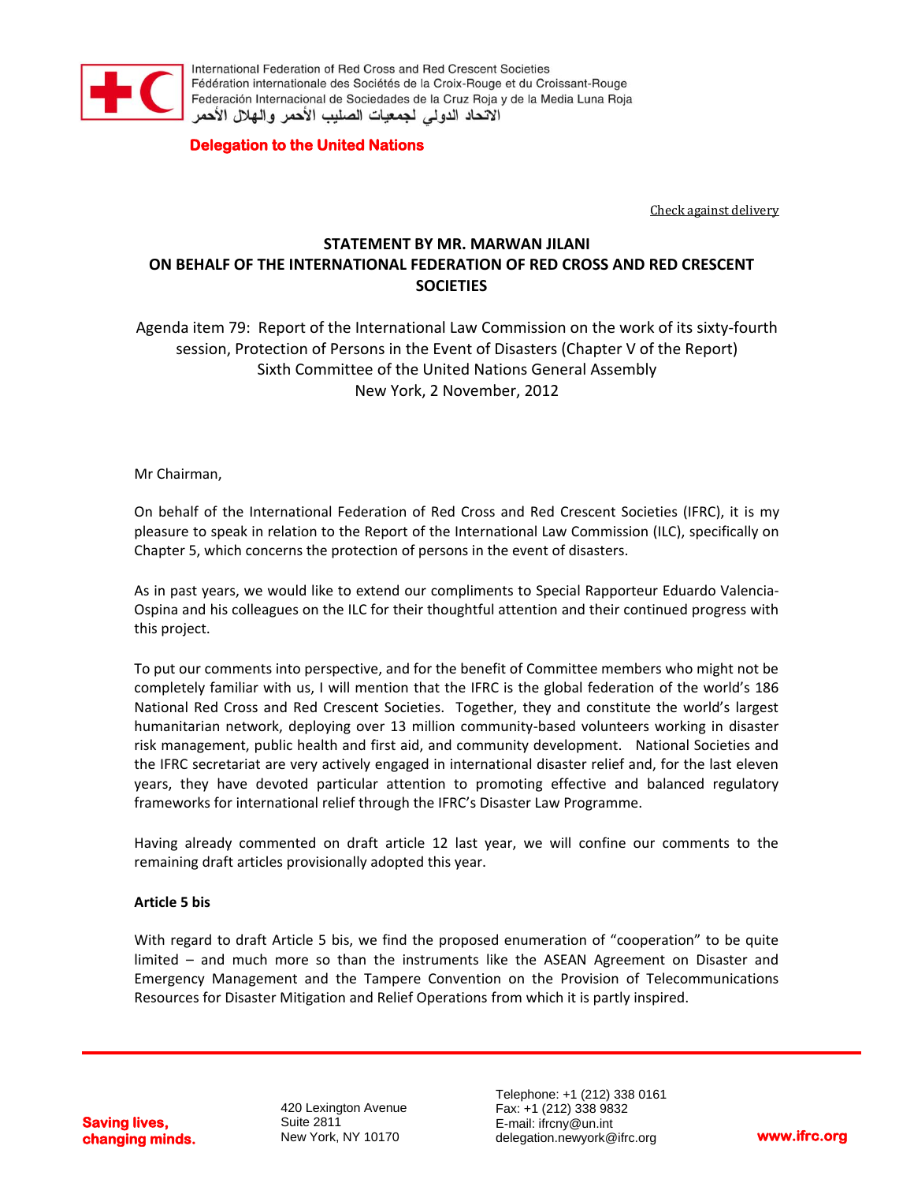International Federation of Red Cross and Red Crescent Societies
Fédération internationale des Sociétés de la Croix-Rouge et du Croissant-Rouge
Federación Internacional de Sociedades de la Cruz Roja y de la Media Luna Roja
الاتحاد الدولي لجمعيات الصليب الأحمر والهلال الأحمر

**Delegation to the United Nations**

Check against delivery

**STATEMENT BY MR. MARWAN JILANI**
**ON BEHALF OF THE INTERNATIONAL FEDERATION OF RED CROSS AND RED CRESCENT SOCIETIES**

Agenda item 79: Report of the International Law Commission on the work of its sixty-fourth session, Protection of Persons in the Event of Disasters (Chapter V of the Report)
Sixth Committee of the United Nations General Assembly
New York, 2 November, 2012

Mr Chairman,

On behalf of the International Federation of Red Cross and Red Crescent Societies (IFRC), it is my pleasure to speak in relation to the Report of the International Law Commission (ILC), specifically on Chapter 5, which concerns the protection of persons in the event of disasters.

As in past years, we would like to extend our compliments to Special Rapporteur Eduardo Valencia-Ospina and his colleagues on the ILC for their thoughtful attention and their continued progress with this project.

To put our comments into perspective, and for the benefit of Committee members who might not be completely familiar with us, I will mention that the IFRC is the global federation of the world's 186 National Red Cross and Red Crescent Societies. Together, they and constitute the world's largest humanitarian network, deploying over 13 million community-based volunteers working in disaster risk management, public health and first aid, and community development. National Societies and the IFRC secretariat are very actively engaged in international disaster relief and, for the last eleven years, they have devoted particular attention to promoting effective and balanced regulatory frameworks for international relief through the IFRC's Disaster Law Programme.

Having already commented on draft article 12 last year, we will confine our comments to the remaining draft articles provisionally adopted this year.

**Article 5 bis**

With regard to draft Article 5 bis, we find the proposed enumeration of "cooperation" to be quite limited – and much more so than the instruments like the ASEAN Agreement on Disaster and Emergency Management and the Tampere Convention on the Provision of Telecommunications Resources for Disaster Mitigation and Relief Operations from which it is partly inspired.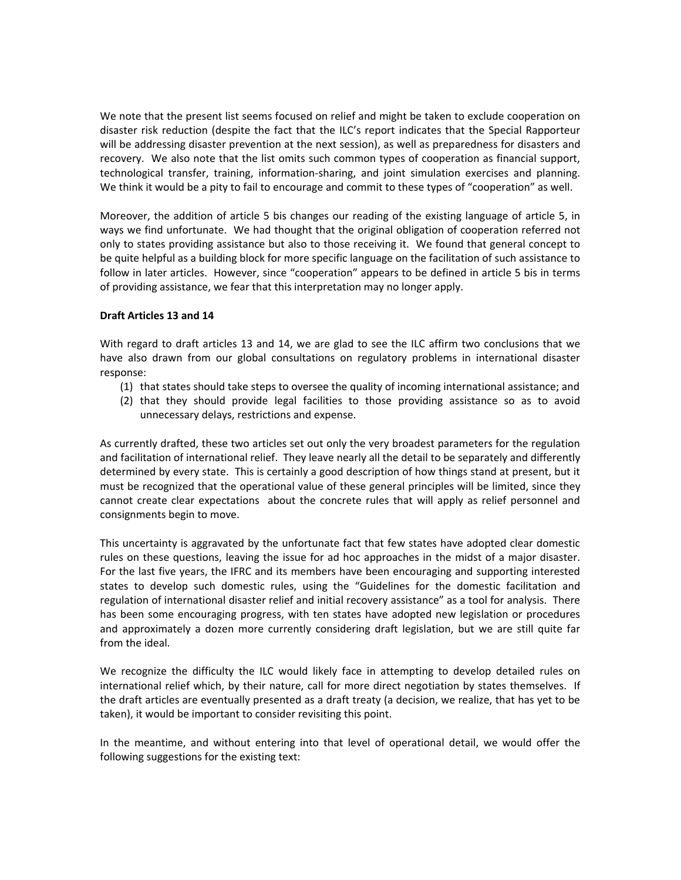We note that the present list seems focused on relief and might be taken to exclude cooperation on disaster risk reduction (despite the fact that the ILC's report indicates that the Special Rapporteur will be addressing disaster prevention at the next session), as well as preparedness for disasters and recovery. We also note that the list omits such common types of cooperation as financial support, technological transfer, training, information-sharing, and joint simulation exercises and planning. We think it would be a pity to fail to encourage and commit to these types of "cooperation" as well.

Moreover, the addition of article 5 bis changes our reading of the existing language of article 5, in ways we find unfortunate. We had thought that the original obligation of cooperation referred not only to states providing assistance but also to those receiving it. We found that general concept to be quite helpful as a building block for more specific language on the facilitation of such assistance to follow in later articles. However, since "cooperation" appears to be defined in article 5 bis in terms of providing assistance, we fear that this interpretation may no longer apply.

**Draft Articles 13 and 14**

With regard to draft articles 13 and 14, we are glad to see the ILC affirm two conclusions that we have also drawn from our global consultations on regulatory problems in international disaster response:

(1) that states should take steps to oversee the quality of incoming international assistance; and
(2) that they should provide legal facilities to those providing assistance so as to avoid unnecessary delays, restrictions and expense.

As currently drafted, these two articles set out only the very broadest parameters for the regulation and facilitation of international relief. They leave nearly all the detail to be separately and differently determined by every state. This is certainly a good description of how things stand at present, but it must be recognized that the operational value of these general principles will be limited, since they cannot create clear expectations about the concrete rules that will apply as relief personnel and consignments begin to move.

This uncertainty is aggravated by the unfortunate fact that few states have adopted clear domestic rules on these questions, leaving the issue for ad hoc approaches in the midst of a major disaster. For the last five years, the IFRC and its members have been encouraging and supporting interested states to develop such domestic rules, using the "Guidelines for the domestic facilitation and regulation of international disaster relief and initial recovery assistance" as a tool for analysis. There has been some encouraging progress, with ten states have adopted new legislation or procedures and approximately a dozen more currently considering draft legislation, but we are still quite far from the ideal.

We recognize the difficulty the ILC would likely face in attempting to develop detailed rules on international relief which, by their nature, call for more direct negotiation by states themselves. If the draft articles are eventually presented as a draft treaty (a decision, we realize, that has yet to be taken), it would be important to consider revisiting this point.

In the meantime, and without entering into that level of operational detail, we would offer the following suggestions for the existing text: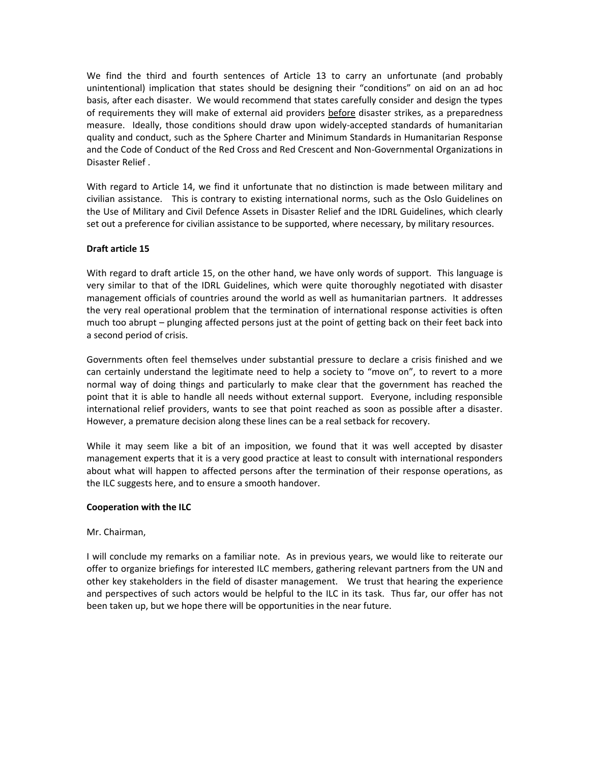We find the third and fourth sentences of Article 13 to carry an unfortunate (and probably unintentional) implication that states should be designing their "conditions" on aid on an ad hoc basis, after each disaster. We would recommend that states carefully consider and design the types of requirements they will make of external aid providers <u>before</u> disaster strikes, as a preparedness measure. Ideally, those conditions should draw upon widely-accepted standards of humanitarian quality and conduct, such as the Sphere Charter and Minimum Standards in Humanitarian Response and the Code of Conduct of the Red Cross and Red Crescent and Non-Governmental Organizations in Disaster Relief .

With regard to Article 14, we find it unfortunate that no distinction is made between military and civilian assistance. This is contrary to existing international norms, such as the Oslo Guidelines on the Use of Military and Civil Defence Assets in Disaster Relief and the IDRL Guidelines, which clearly set out a preference for civilian assistance to be supported, where necessary, by military resources.

**Draft article 15**

With regard to draft article 15, on the other hand, we have only words of support. This language is very similar to that of the IDRL Guidelines, which were quite thoroughly negotiated with disaster management officials of countries around the world as well as humanitarian partners. It addresses the very real operational problem that the termination of international response activities is often much too abrupt – plunging affected persons just at the point of getting back on their feet back into a second period of crisis.

Governments often feel themselves under substantial pressure to declare a crisis finished and we can certainly understand the legitimate need to help a society to "move on", to revert to a more normal way of doing things and particularly to make clear that the government has reached the point that it is able to handle all needs without external support. Everyone, including responsible international relief providers, wants to see that point reached as soon as possible after a disaster. However, a premature decision along these lines can be a real setback for recovery.

While it may seem like a bit of an imposition, we found that it was well accepted by disaster management experts that it is a very good practice at least to consult with international responders about what will happen to affected persons after the termination of their response operations, as the ILC suggests here, and to ensure a smooth handover.

**Cooperation with the ILC**

Mr. Chairman,

I will conclude my remarks on a familiar note. As in previous years, we would like to reiterate our offer to organize briefings for interested ILC members, gathering relevant partners from the UN and other key stakeholders in the field of disaster management. We trust that hearing the experience and perspectives of such actors would be helpful to the ILC in its task. Thus far, our offer has not been taken up, but we hope there will be opportunities in the near future.